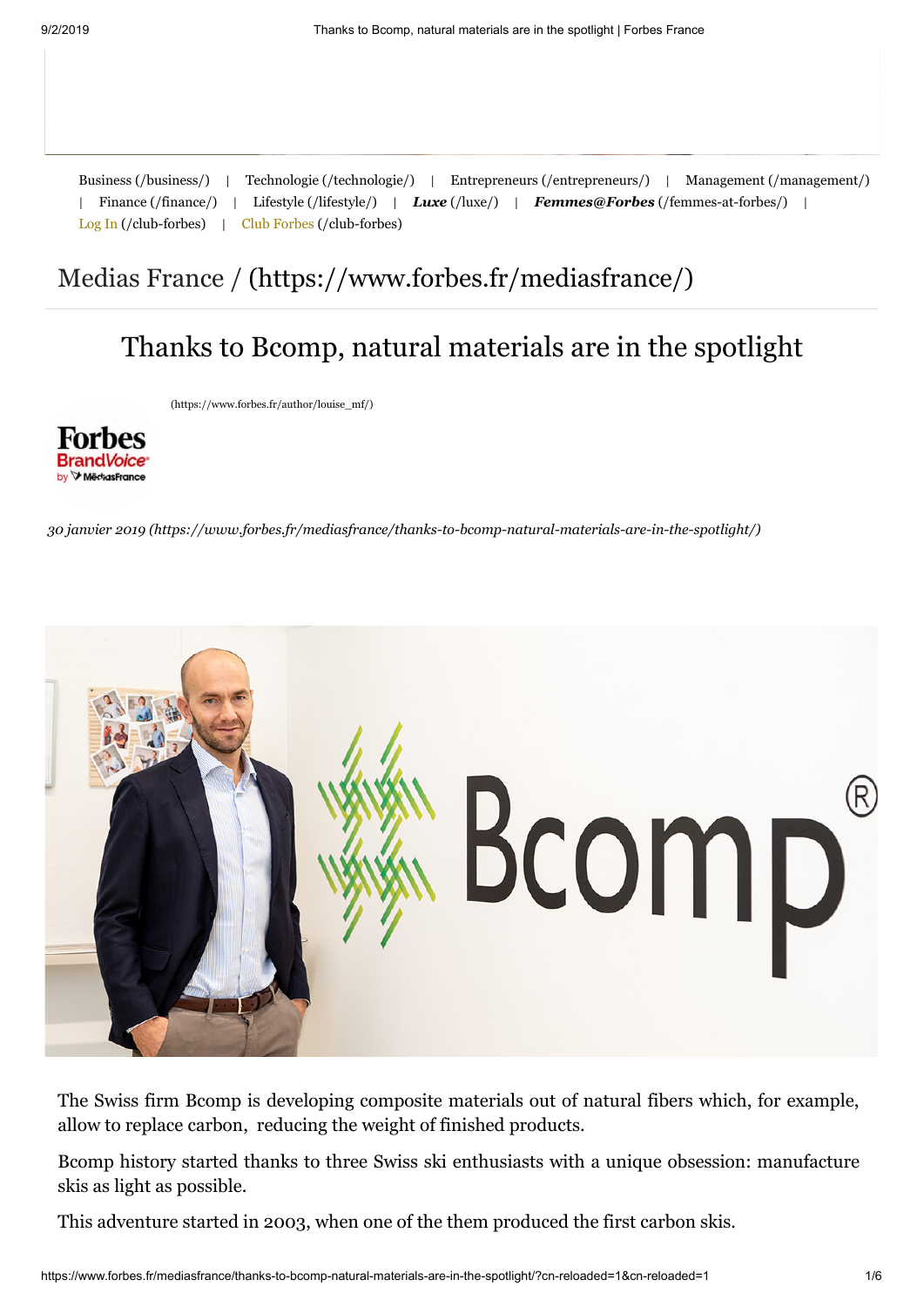Business (/business/) | Technologie (/technologie/) | Entrepreneurs (/entrepreneurs/) | Management (/management/) | Finance (/finance/) | Lifestyle (/lifestyle/) | ***Luxe*** (/luxe/) | ***Femmes@Forbes*** (/femmes-at-forbes/) | Log In (/club-forbes) | Club Forbes (/club-forbes)

## Medias France / (https://www.forbes.fr/mediasfrance/)

# Thanks to Bcomp, natural materials are in the spotlight

(https://www.forbes.fr/author/louise_mf/)

*30 janvier 2019 (https://www.forbes.fr/mediasfrance/thanks-to-bcomp-natural-materials-are-in-the-spotlight/)*

The Swiss firm Bcomp is developing composite materials out of natural fibers which, for example, allow to replace carbon, reducing the weight of finished products.

Bcomp history started thanks to three Swiss ski enthusiasts with a unique obsession: manufacture skis as light as possible.

This adventure started in 2003, when one of the them produced the first carbon skis.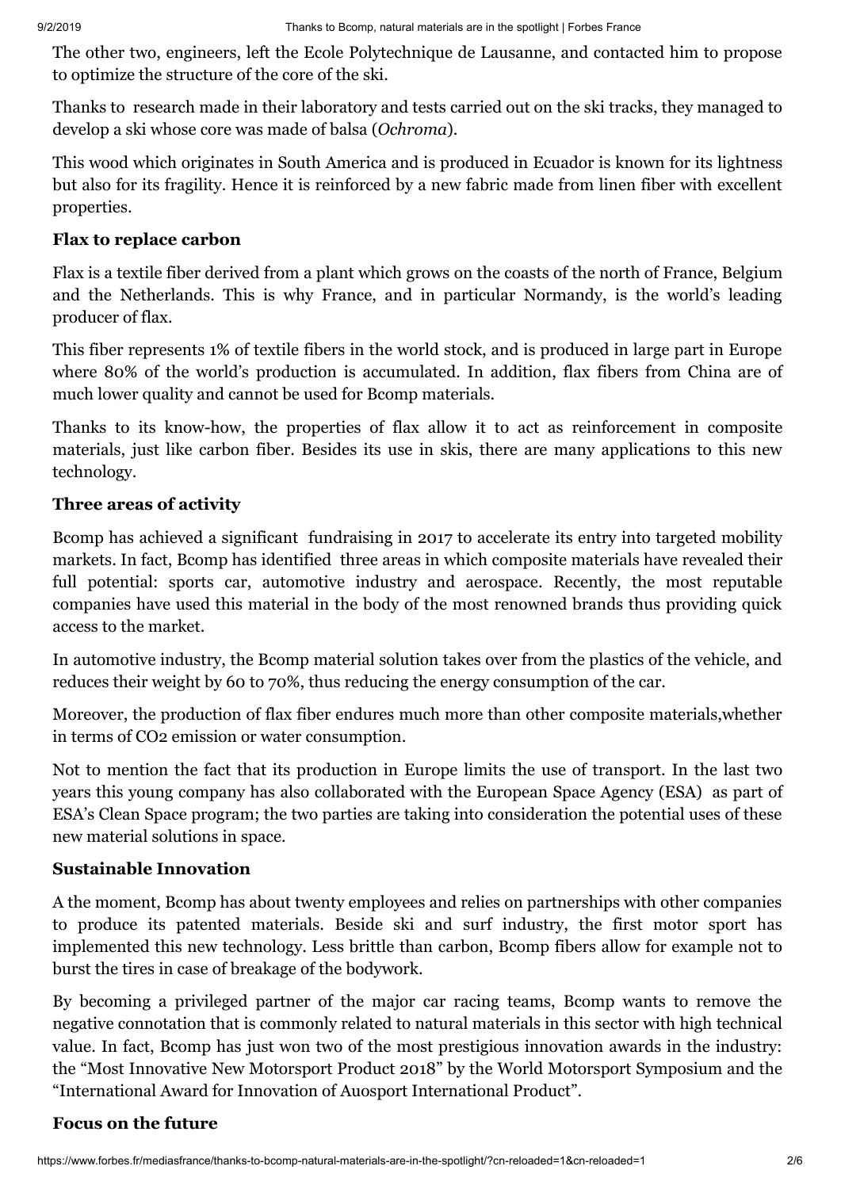The other two, engineers, left the Ecole Polytechnique de Lausanne, and contacted him to propose to optimize the structure of the core of the ski.

Thanks to research made in their laboratory and tests carried out on the ski tracks, they managed to develop a ski whose core was made of balsa (*Ochroma*).

This wood which originates in South America and is produced in Ecuador is known for its lightness but also for its fragility. Hence it is reinforced by a new fabric made from linen fiber with excellent properties.

### Flax to replace carbon

Flax is a textile fiber derived from a plant which grows on the coasts of the north of France, Belgium and the Netherlands. This is why France, and in particular Normandy, is the world's leading producer of flax.

This fiber represents 1% of textile fibers in the world stock, and is produced in large part in Europe where 80% of the world's production is accumulated. In addition, flax fibers from China are of much lower quality and cannot be used for Bcomp materials.

Thanks to its know-how, the properties of flax allow it to act as reinforcement in composite materials, just like carbon fiber. Besides its use in skis, there are many applications to this new technology.

### Three areas of activity

Bcomp has achieved a significant fundraising in 2017 to accelerate its entry into targeted mobility markets. In fact, Bcomp has identified three areas in which composite materials have revealed their full potential: sports car, automotive industry and aerospace. Recently, the most reputable companies have used this material in the body of the most renowned brands thus providing quick access to the market.

In automotive industry, the Bcomp material solution takes over from the plastics of the vehicle, and reduces their weight by 60 to 70%, thus reducing the energy consumption of the car.

Moreover, the production of flax fiber endures much more than other composite materials,whether in terms of $CO_2$ emission or water consumption.

Not to mention the fact that its production in Europe limits the use of transport. In the last two years this young company has also collaborated with the European Space Agency (ESA) as part of ESA's Clean Space program; the two parties are taking into consideration the potential uses of these new material solutions in space.

### Sustainable Innovation

A the moment, Bcomp has about twenty employees and relies on partnerships with other companies to produce its patented materials. Beside ski and surf industry, the first motor sport has implemented this new technology. Less brittle than carbon, Bcomp fibers allow for example not to burst the tires in case of breakage of the bodywork.

By becoming a privileged partner of the major car racing teams, Bcomp wants to remove the negative connotation that is commonly related to natural materials in this sector with high technical value. In fact, Bcomp has just won two of the most prestigious innovation awards in the industry: the "Most Innovative New Motorsport Product 2018" by the World Motorsport Symposium and the "International Award for Innovation of Auosport International Product".

### Focus on the future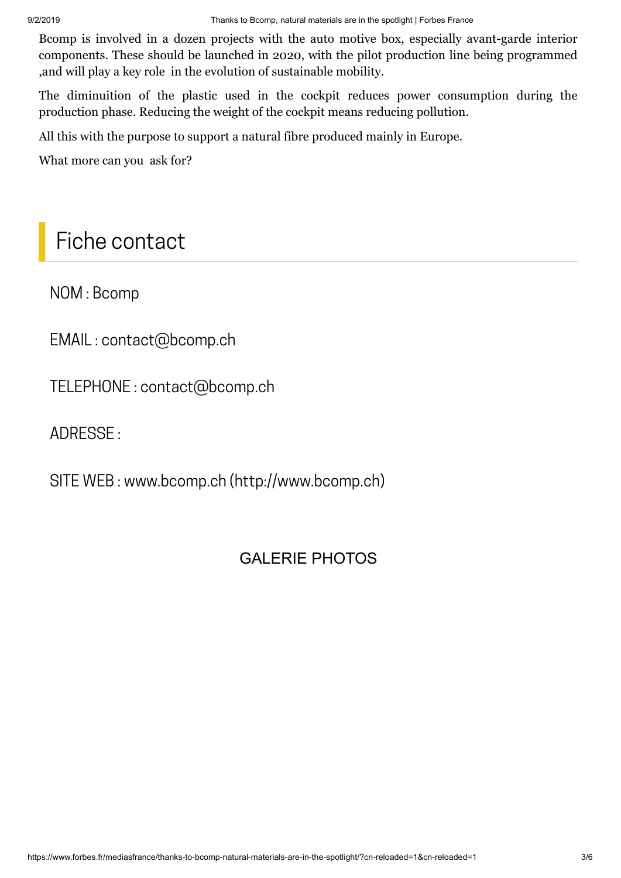Bcomp is involved in a dozen projects with the auto motive box, especially avant-garde interior components. These should be launched in 2020, with the pilot production line being programmed ,and will play a key role in the evolution of sustainable mobility.

The diminuition of the plastic used in the cockpit reduces power consumption during the production phase. Reducing the weight of the cockpit means reducing pollution.

All this with the purpose to support a natural fibre produced mainly in Europe.

What more can you ask for?

## Fiche contact

NOM : Bcomp

EMAIL : contact@bcomp.ch

TELEPHONE : contact@bcomp.ch

ADRESSE :

SITE WEB : www.bcomp.ch (http://www.bcomp.ch)

GALERIE PHOTOS